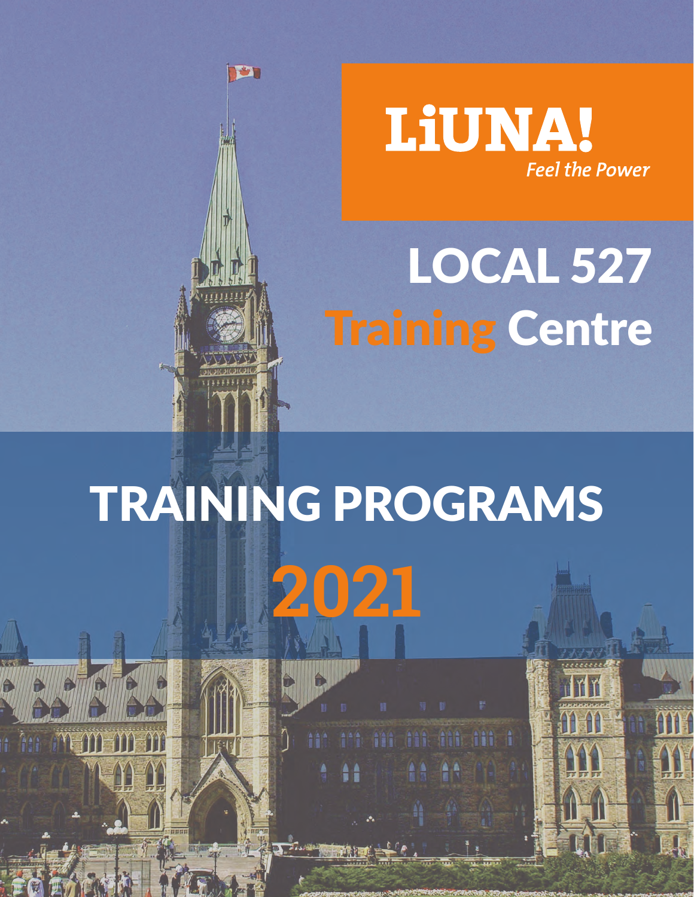# LiUNA!

*Feel the Power*

# LOCAL 527 Training Centre

# TRAINING PROGRAMS 2021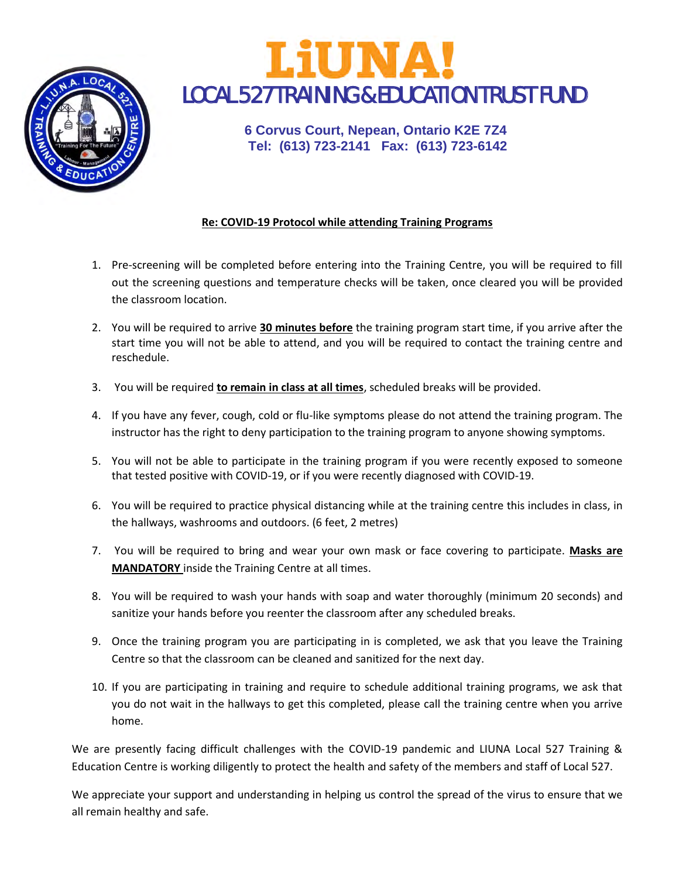# LiUNA!

## LOCAL 527 TRAINING & EDUCATION TRUST FUND

**6 Corvus Court, Nepean, Ontario K2E 7Z4**
**Tel: (613) 723-2141 Fax: (613) 723-6142**

**Re: COVID-19 Protocol while attending Training Programs**

1. Pre-screening will be completed before entering into the Training Centre, you will be required to fill out the screening questions and temperature checks will be taken, once cleared you will be provided the classroom location.

2. You will be required to arrive **30 minutes before** the training program start time, if you arrive after the start time you will not be able to attend, and you will be required to contact the training centre and reschedule.

3. You will be required **to remain in class at all times**, scheduled breaks will be provided.

4. If you have any fever, cough, cold or flu-like symptoms please do not attend the training program. The instructor has the right to deny participation to the training program to anyone showing symptoms.

5. You will not be able to participate in the training program if you were recently exposed to someone that tested positive with COVID-19, or if you were recently diagnosed with COVID-19.

6. You will be required to practice physical distancing while at the training centre this includes in class, in the hallways, washrooms and outdoors. (6 feet, 2 metres)

7. You will be required to bring and wear your own mask or face covering to participate. **Masks are MANDATORY** inside the Training Centre at all times.

8. You will be required to wash your hands with soap and water thoroughly (minimum 20 seconds) and sanitize your hands before you reenter the classroom after any scheduled breaks.

9. Once the training program you are participating in is completed, we ask that you leave the Training Centre so that the classroom can be cleaned and sanitized for the next day.

10. If you are participating in training and require to schedule additional training programs, we ask that you do not wait in the hallways to get this completed, please call the training centre when you arrive home.

We are presently facing difficult challenges with the COVID-19 pandemic and LIUNA Local 527 Training & Education Centre is working diligently to protect the health and safety of the members and staff of Local 527.

We appreciate your support and understanding in helping us control the spread of the virus to ensure that we all remain healthy and safe.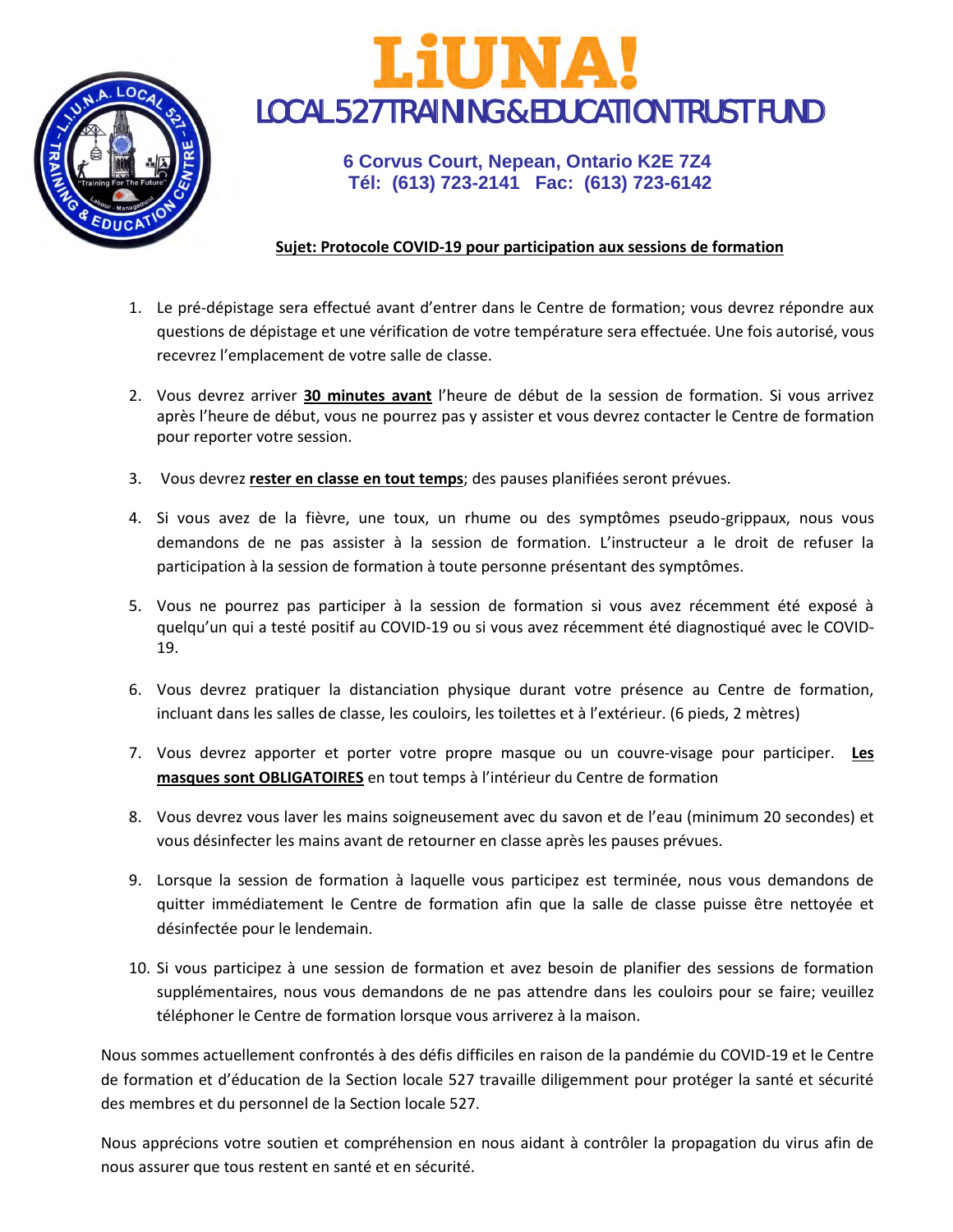# LiUNA!

## LOCAL 527 TRAINING & EDUCATION TRUST FUND

**6 Corvus Court, Nepean, Ontario K2E 7Z4**
**Tél: (613) 723-2141 Fac: (613) 723-6142**

**Sujet: Protocole COVID-19 pour participation aux sessions de formation**

1. Le pré-dépistage sera effectué avant d'entrer dans le Centre de formation; vous devrez répondre aux questions de dépistage et une vérification de votre température sera effectuée. Une fois autorisé, vous recevrez l'emplacement de votre salle de classe.

2. Vous devrez arriver **30 minutes avant** l'heure de début de la session de formation. Si vous arrivez après l'heure de début, vous ne pourrez pas y assister et vous devrez contacter le Centre de formation pour reporter votre session.

3. Vous devrez **rester en classe en tout temps**; des pauses planifiées seront prévues.

4. Si vous avez de la fièvre, une toux, un rhume ou des symptômes pseudo-grippaux, nous vous demandons de ne pas assister à la session de formation. L'instructeur a le droit de refuser la participation à la session de formation à toute personne présentant des symptômes.

5. Vous ne pourrez pas participer à la session de formation si vous avez récemment été exposé à quelqu'un qui a testé positif au COVID-19 ou si vous avez récemment été diagnostiqué avec le COVID-19.

6. Vous devrez pratiquer la distanciation physique durant votre présence au Centre de formation, incluant dans les salles de classe, les couloirs, les toilettes et à l'extérieur. (6 pieds, 2 mètres)

7. Vous devrez apporter et porter votre propre masque ou un couvre-visage pour participer. **Les masques sont OBLIGATOIRES** en tout temps à l'intérieur du Centre de formation

8. Vous devrez vous laver les mains soigneusement avec du savon et de l'eau (minimum 20 secondes) et vous désinfecter les mains avant de retourner en classe après les pauses prévues.

9. Lorsque la session de formation à laquelle vous participez est terminée, nous vous demandons de quitter immédiatement le Centre de formation afin que la salle de classe puisse être nettoyée et désinfectée pour le lendemain.

10. Si vous participez à une session de formation et avez besoin de planifier des sessions de formation supplémentaires, nous vous demandons de ne pas attendre dans les couloirs pour se faire; veuillez téléphoner le Centre de formation lorsque vous arriverez à la maison.

Nous sommes actuellement confrontés à des défis difficiles en raison de la pandémie du COVID-19 et le Centre de formation et d'éducation de la Section locale 527 travaille diligemment pour protéger la santé et sécurité des membres et du personnel de la Section locale 527.

Nous apprécions votre soutien et compréhension en nous aidant à contrôler la propagation du virus afin de nous assurer que tous restent en santé et en sécurité.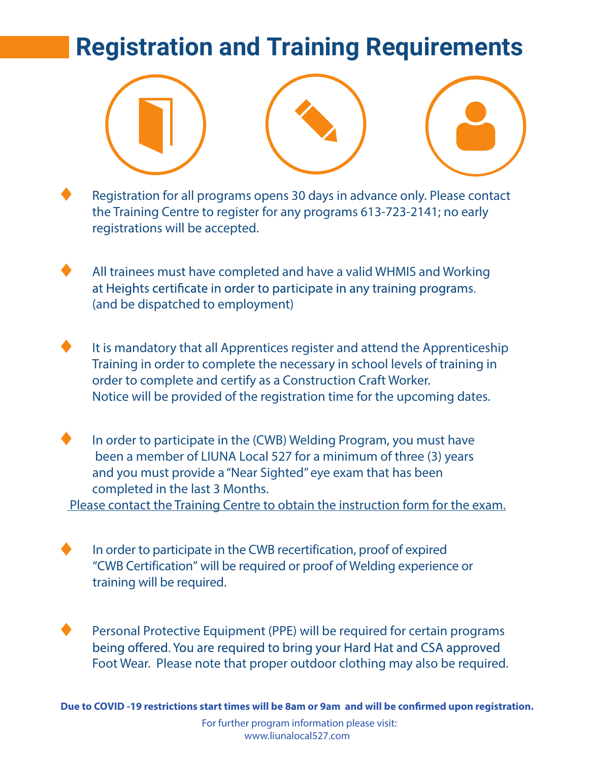# Registration and Training Requirements

- Registration for all programs opens 30 days in advance only. Please contact the Training Centre to register for any programs 613-723-2141; no early registrations will be accepted.

- All trainees must have completed and have a valid WHMIS and Working at Heights certificate in order to participate in any training programs. (and be dispatched to employment)

- It is mandatory that all Apprentices register and attend the Apprenticeship Training in order to complete the necessary in school levels of training in order to complete and certify as a Construction Craft Worker. Notice will be provided of the registration time for the upcoming dates.

- In order to participate in the (CWB) Welding Program, you must have been a member of LIUNA Local 527 for a minimum of three (3) years and you must provide a "Near Sighted" eye exam that has been completed in the last 3 Months.
  Please contact the Training Centre to obtain the instruction form for the exam.

- In order to participate in the CWB recertification, proof of expired "CWB Certification" will be required or proof of Welding experience or training will be required.

- Personal Protective Equipment (PPE) will be required for certain programs being offered. You are required to bring your Hard Hat and CSA approved Foot Wear. Please note that proper outdoor clothing may also be required.

**Due to COVID -19 restrictions start times will be 8am or 9am and will be confirmed upon registration.**

For further program information please visit:
www.liunalocal527.com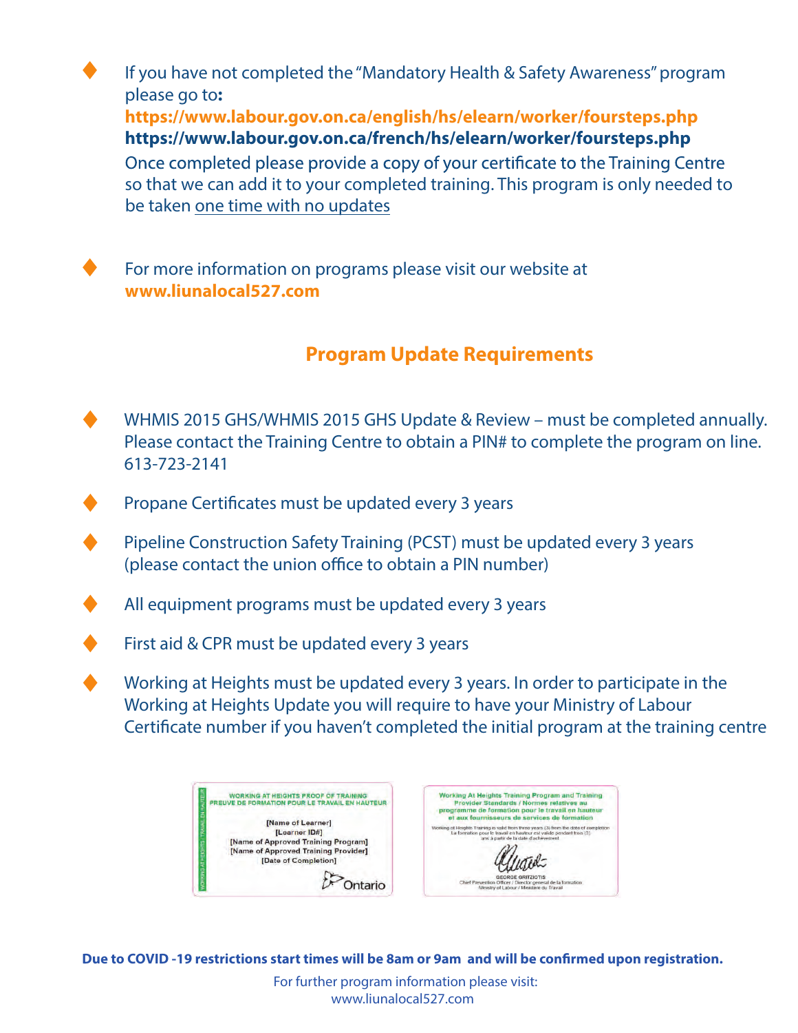- If you have not completed the "Mandatory Health & Safety Awareness" program please go to**:**
  **https://www.labour.gov.on.ca/english/hs/elearn/worker/foursteps.php**
  **https://www.labour.gov.on.ca/french/hs/elearn/worker/foursteps.php**
  Once completed please provide a copy of your certificate to the Training Centre so that we can add it to your completed training. This program is only needed to be taken one time with no updates

- For more information on programs please visit our website at **www.liunalocal527.com**

## Program Update Requirements

- WHMIS 2015 GHS/WHMIS 2015 GHS Update & Review – must be completed annually. Please contact the Training Centre to obtain a PIN# to complete the program on line. 613-723-2141

- Propane Certificates must be updated every 3 years

- Pipeline Construction Safety Training (PCST) must be updated every 3 years (please contact the union office to obtain a PIN number)

- All equipment programs must be updated every 3 years

- First aid & CPR must be updated every 3 years

- Working at Heights must be updated every 3 years. In order to participate in the Working at Heights Update you will require to have your Ministry of Labour Certificate number if you haven't completed the initial program at the training centre

WORKING AT HEIGHTS PROOF OF TRAINING
PREUVE DE FORMATION POUR LE TRAVAIL EN HAUTEUR

[Name of Learner]
[Learner ID#]
[Name of Approved Training Program]
[Name of Approved Training Provider]
[Date of Completion]

Ontario

Working At Heights Training Program and Training Provider Standards / Normes relatives au programme de formation pour le travail en hauteur et aux fournisseurs de services de formation

Working at Heights Training is valid from three years (3) from the date of completion
La formation pour le travail en hauteur est valide pendant trois (3) ans à partir de la date d'achèvement

GEORGE GRITZIOTIS
Chief Prevention Officer / Directeur général de la formation
Ministry of Labour / Ministère du Travail

**Due to COVID -19 restrictions start times will be 8am or 9am and will be confirmed upon registration.**

For further program information please visit:
www.liunalocal527.com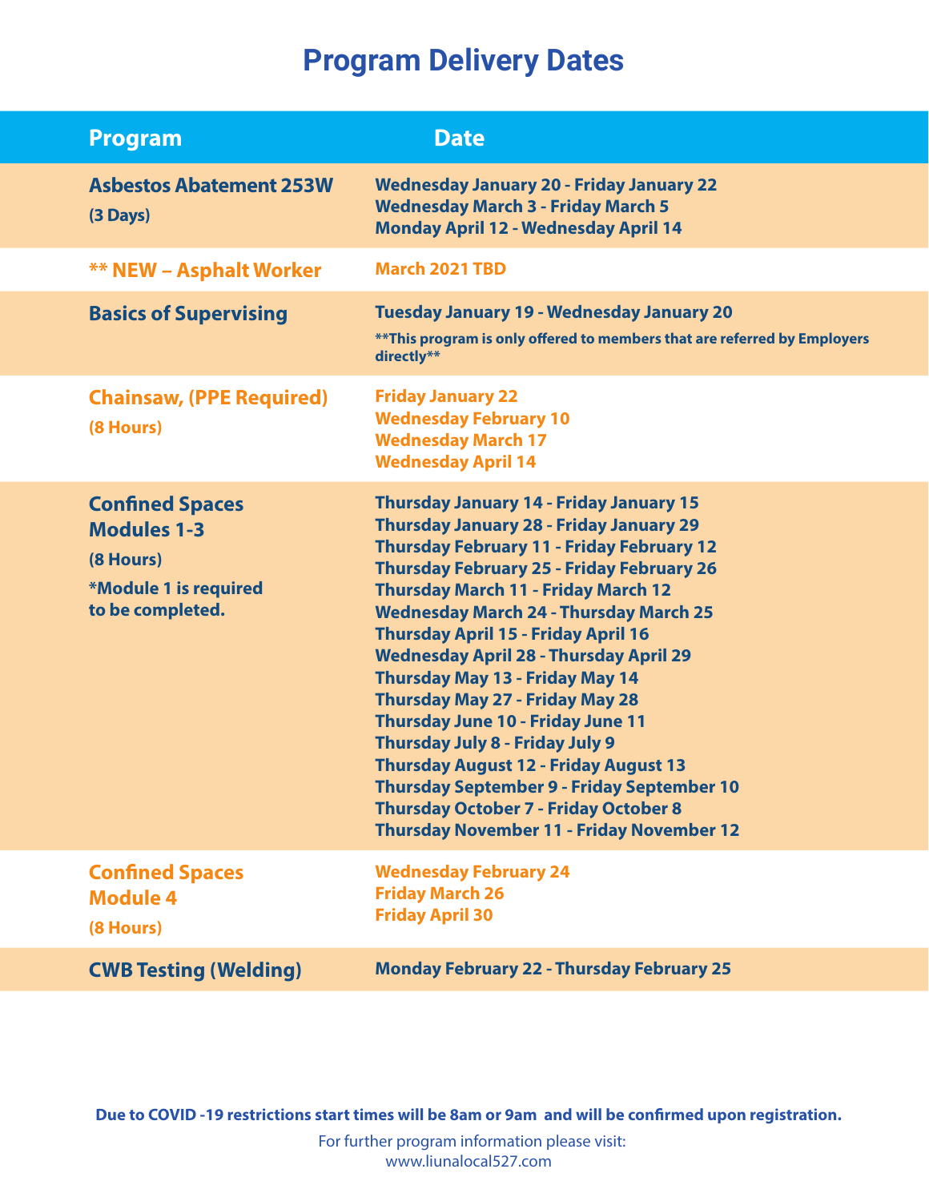# Program Delivery Dates

| Program | Date |
|---|---|
| **Asbestos Abatement 253W** (3 Days) | Wednesday January 20 - Friday January 22<br>Wednesday March 3 - Friday March 5<br>Monday April 12 - Wednesday April 14 |
| **\*\* NEW – Asphalt Worker** | March 2021 TBD |
| **Basics of Supervising** | Tuesday January 19 - Wednesday January 20<br>\*\*This program is only offered to members that are referred by Employers directly\*\* |
| **Chainsaw, (PPE Required)** (8 Hours) | Friday January 22<br>Wednesday February 10<br>Wednesday March 17<br>Wednesday April 14 |
| **Confined Spaces Modules 1-3** (8 Hours)<br>\*Module 1 is required to be completed. | Thursday January 14 - Friday January 15<br>Thursday January 28 - Friday January 29<br>Thursday February 11 - Friday February 12<br>Thursday February 25 - Friday February 26<br>Thursday March 11 - Friday March 12<br>Wednesday March 24 - Thursday March 25<br>Thursday April 15 - Friday April 16<br>Wednesday April 28 - Thursday April 29<br>Thursday May 13 - Friday May 14<br>Thursday May 27 - Friday May 28<br>Thursday June 10 - Friday June 11<br>Thursday July 8 - Friday July 9<br>Thursday August 12 - Friday August 13<br>Thursday September 9 - Friday September 10<br>Thursday October 7 - Friday October 8<br>Thursday November 11 - Friday November 12 |
| **Confined Spaces Module 4** (8 Hours) | Wednesday February 24<br>Friday March 26<br>Friday April 30 |
| **CWB Testing (Welding)** | Monday February 22 - Thursday February 25 |

**Due to COVID -19 restrictions start times will be 8am or 9am and will be confirmed upon registration.**

For further program information please visit:
www.liunalocal527.com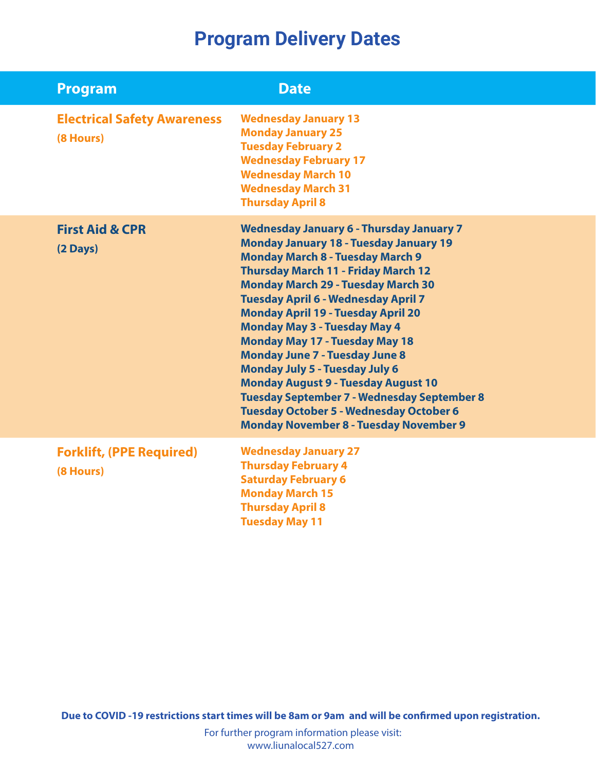# Program Delivery Dates

| Program | Date |
|---|---|
| **Electrical Safety Awareness** (8 Hours) | Wednesday January 13<br>Monday January 25<br>Tuesday February 2<br>Wednesday February 17<br>Wednesday March 10<br>Wednesday March 31<br>Thursday April 8 |
| **First Aid & CPR** (2 Days) | Wednesday January 6 - Thursday January 7<br>Monday January 18 - Tuesday January 19<br>Monday March 8 - Tuesday March 9<br>Thursday March 11 - Friday March 12<br>Monday March 29 - Tuesday March 30<br>Tuesday April 6 - Wednesday April 7<br>Monday April 19 - Tuesday April 20<br>Monday May 3 - Tuesday May 4<br>Monday May 17 - Tuesday May 18<br>Monday June 7 - Tuesday June 8<br>Monday July 5 - Tuesday July 6<br>Monday August 9 - Tuesday August 10<br>Tuesday September 7 - Wednesday September 8<br>Tuesday October 5 - Wednesday October 6<br>Monday November 8 - Tuesday November 9 |
| **Forklift, (PPE Required)** (8 Hours) | Wednesday January 27<br>Thursday February 4<br>Saturday February 6<br>Monday March 15<br>Thursday April 8<br>Tuesday May 11 |

**Due to COVID -19 restrictions start times will be 8am or 9am and will be confirmed upon registration.**

For further program information please visit:
www.liunalocal527.com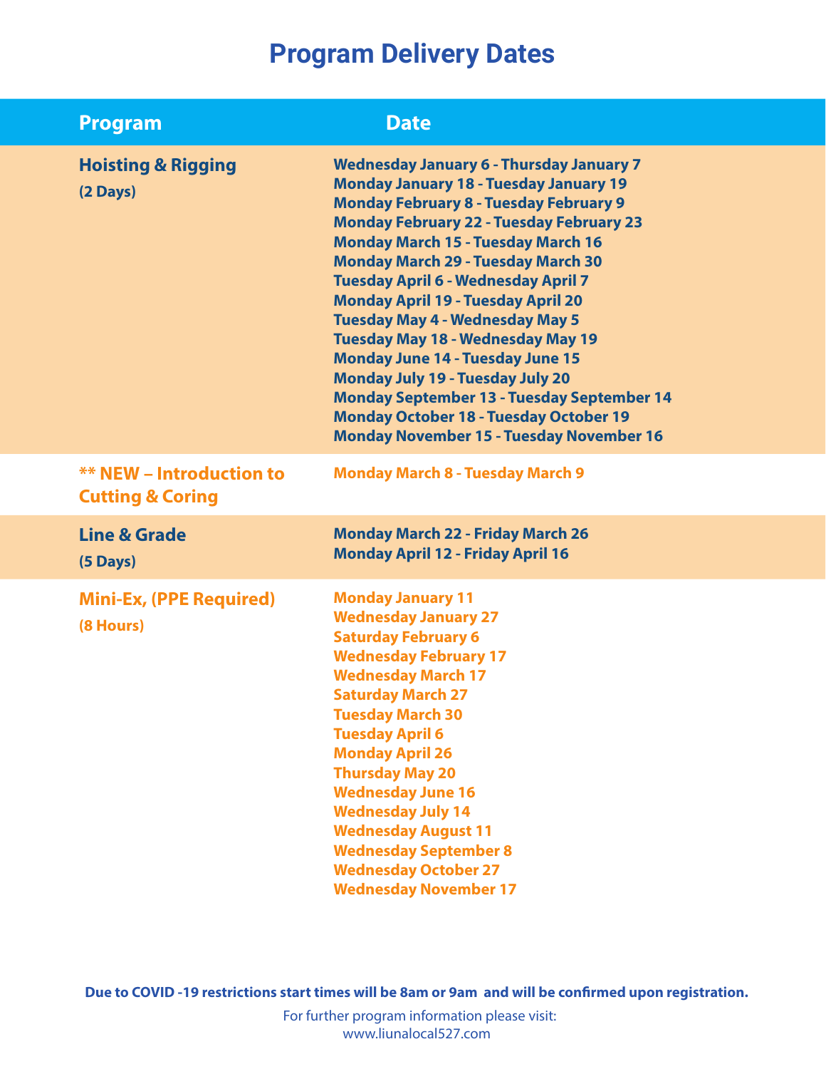# Program Delivery Dates

| Program | Date |
|---|---|
| **Hoisting & Rigging** (2 Days) | Wednesday January 6 - Thursday January 7<br>Monday January 18 - Tuesday January 19<br>Monday February 8 - Tuesday February 9<br>Monday February 22 - Tuesday February 23<br>Monday March 15 - Tuesday March 16<br>Monday March 29 - Tuesday March 30<br>Tuesday April 6 - Wednesday April 7<br>Monday April 19 - Tuesday April 20<br>Tuesday May 4 - Wednesday May 5<br>Tuesday May 18 - Wednesday May 19<br>Monday June 14 - Tuesday June 15<br>Monday July 19 - Tuesday July 20<br>Monday September 13 - Tuesday September 14<br>Monday October 18 - Tuesday October 19<br>Monday November 15 - Tuesday November 16 |
| **** NEW – Introduction to Cutting & Coring** | Monday March 8 - Tuesday March 9 |
| **Line & Grade** (5 Days) | Monday March 22 - Friday March 26<br>Monday April 12 - Friday April 16 |
| **Mini-Ex, (PPE Required)** (8 Hours) | Monday January 11<br>Wednesday January 27<br>Saturday February 6<br>Wednesday February 17<br>Wednesday March 17<br>Saturday March 27<br>Tuesday March 30<br>Tuesday April 6<br>Monday April 26<br>Thursday May 20<br>Wednesday June 16<br>Wednesday July 14<br>Wednesday August 11<br>Wednesday September 8<br>Wednesday October 27<br>Wednesday November 17 |

**Due to COVID -19 restrictions start times will be 8am or 9am and will be confirmed upon registration.**

For further program information please visit:
www.liunalocal527.com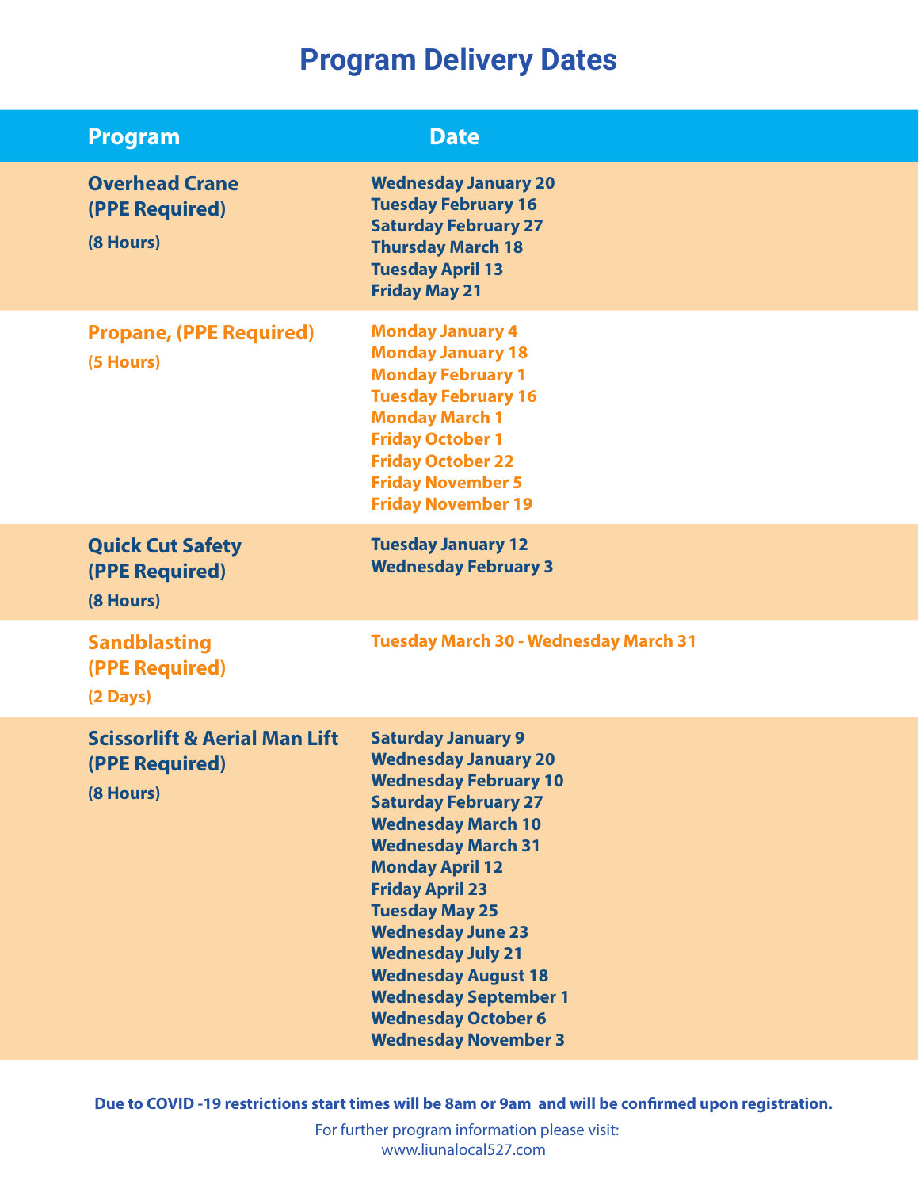# Program Delivery Dates

| Program | Date |
|---|---|
| **Overhead Crane (PPE Required)** (8 Hours) | Wednesday January 20<br>Tuesday February 16<br>Saturday February 27<br>Thursday March 18<br>Tuesday April 13<br>Friday May 21 |
| **Propane, (PPE Required)** (5 Hours) | Monday January 4<br>Monday January 18<br>Monday February 1<br>Tuesday February 16<br>Monday March 1<br>Friday October 1<br>Friday October 22<br>Friday November 5<br>Friday November 19 |
| **Quick Cut Safety (PPE Required)** (8 Hours) | Tuesday January 12<br>Wednesday February 3 |
| **Sandblasting (PPE Required)** (2 Days) | Tuesday March 30 - Wednesday March 31 |
| **Scissorlift & Aerial Man Lift (PPE Required)** (8 Hours) | Saturday January 9<br>Wednesday January 20<br>Wednesday February 10<br>Saturday February 27<br>Wednesday March 10<br>Wednesday March 31<br>Monday April 12<br>Friday April 23<br>Tuesday May 25<br>Wednesday June 23<br>Wednesday July 21<br>Wednesday August 18<br>Wednesday September 1<br>Wednesday October 6<br>Wednesday November 3 |

**Due to COVID -19 restrictions start times will be 8am or 9am and will be confirmed upon registration.**

For further program information please visit:
www.liunalocal527.com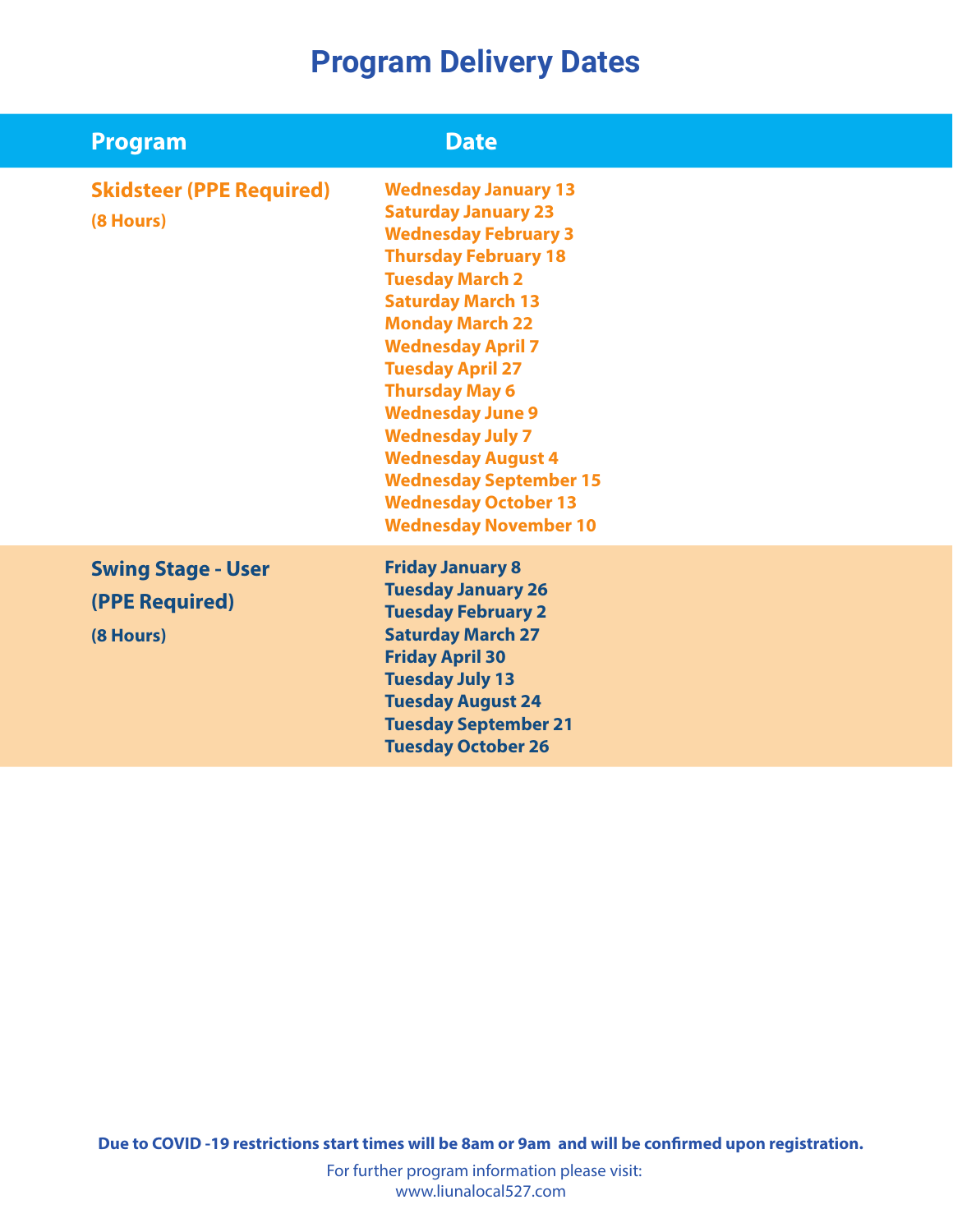# Program Delivery Dates

| Program | Date |
| --- | --- |
| **Skidsteer (PPE Required)**<br>**(8 Hours)** | **Wednesday January 13**<br>**Saturday January 23**<br>**Wednesday February 3**<br>**Thursday February 18**<br>**Tuesday March 2**<br>**Saturday March 13**<br>**Monday March 22**<br>**Wednesday April 7**<br>**Tuesday April 27**<br>**Thursday May 6**<br>**Wednesday June 9**<br>**Wednesday July 7**<br>**Wednesday August 4**<br>**Wednesday September 15**<br>**Wednesday October 13**<br>**Wednesday November 10** |
| **Swing Stage - User (PPE Required)**<br>**(8 Hours)** | **Friday January 8**<br>**Tuesday January 26**<br>**Tuesday February 2**<br>**Saturday March 27**<br>**Friday April 30**<br>**Tuesday July 13**<br>**Tuesday August 24**<br>**Tuesday September 21**<br>**Tuesday October 26** |

**Due to COVID -19 restrictions start times will be 8am or 9am and will be confirmed upon registration.**

For further program information please visit:
www.liunalocal527.com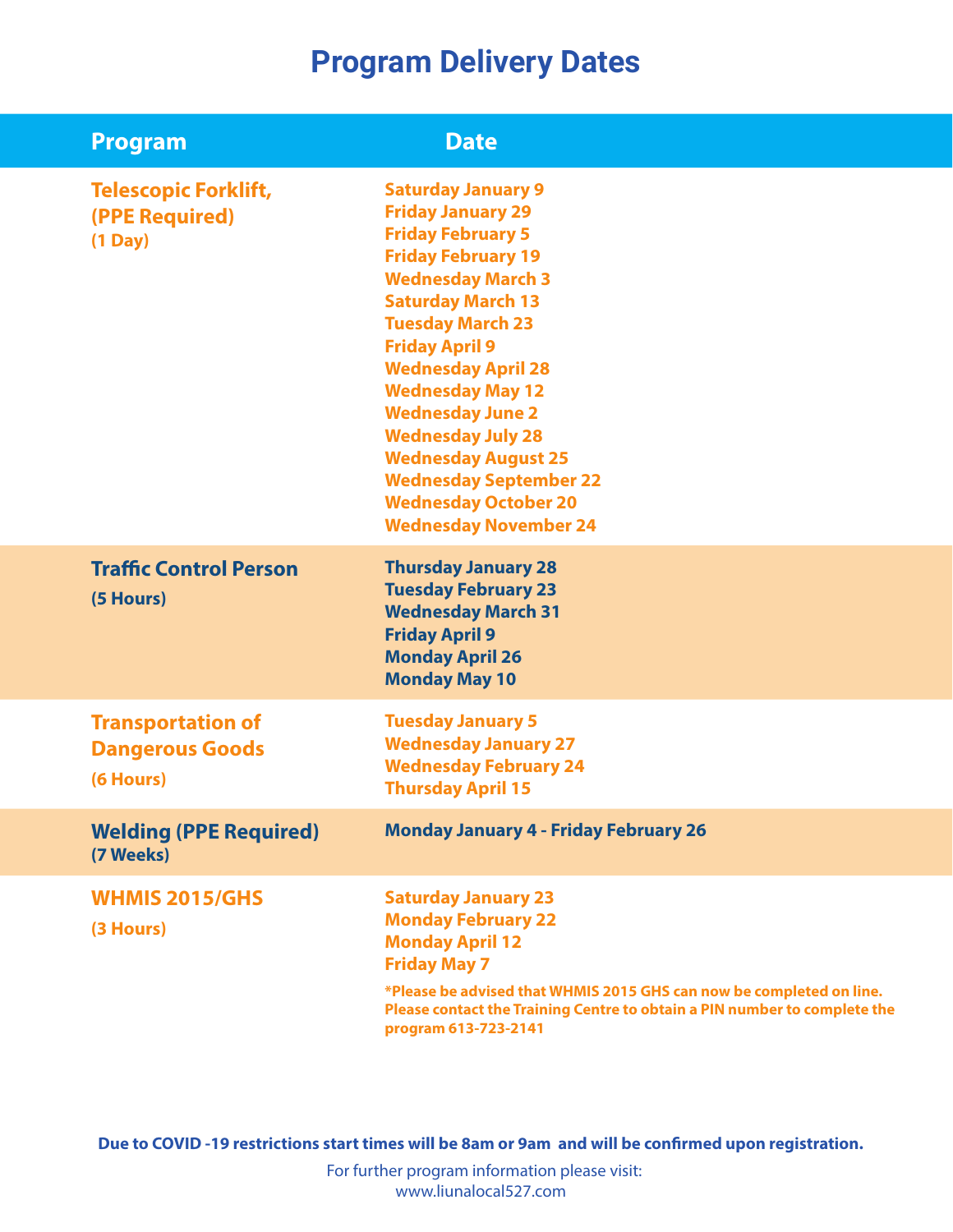# Program Delivery Dates

| Program | Date |
|---|---|
| **Telescopic Forklift, (PPE Required)** (1 Day) | Saturday January 9<br>Friday January 29<br>Friday February 5<br>Friday February 19<br>Wednesday March 3<br>Saturday March 13<br>Tuesday March 23<br>Friday April 9<br>Wednesday April 28<br>Wednesday May 12<br>Wednesday June 2<br>Wednesday July 28<br>Wednesday August 25<br>Wednesday September 22<br>Wednesday October 20<br>Wednesday November 24 |
| **Traffic Control Person** (5 Hours) | Thursday January 28<br>Tuesday February 23<br>Wednesday March 31<br>Friday April 9<br>Monday April 26<br>Monday May 10 |
| **Transportation of Dangerous Goods** (6 Hours) | Tuesday January 5<br>Wednesday January 27<br>Wednesday February 24<br>Thursday April 15 |
| **Welding (PPE Required)** (7 Weeks) | Monday January 4 - Friday February 26 |
| **WHMIS 2015/GHS** (3 Hours) | Saturday January 23<br>Monday February 22<br>Monday April 12<br>Friday May 7<br>*Please be advised that WHMIS 2015 GHS can now be completed on line. Please contact the Training Centre to obtain a PIN number to complete the program 613-723-2141 |

**Due to COVID -19 restrictions start times will be 8am or 9am and will be confirmed upon registration.**

For further program information please visit:
www.liunalocal527.com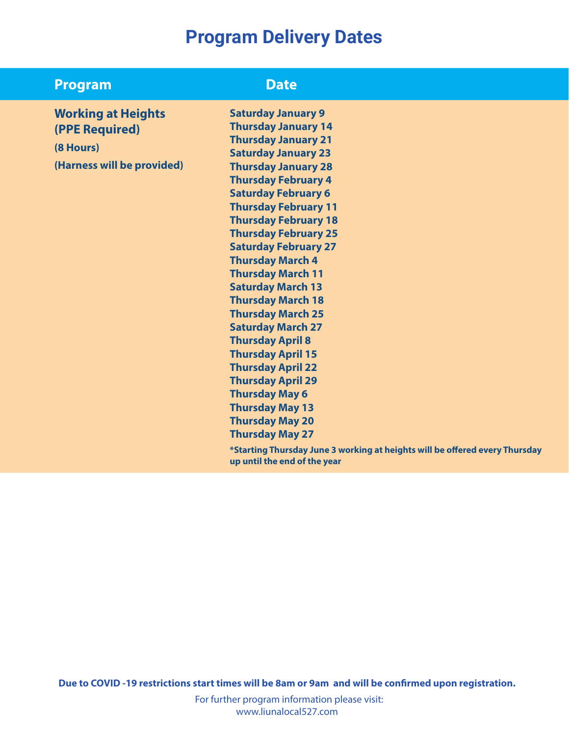# Program Delivery Dates

| Program | Date |
|---|---|
| **Working at Heights (PPE Required)**<br>**(8 Hours)**<br>**(Harness will be provided)** | **Saturday January 9**<br>**Thursday January 14**<br>**Thursday January 21**<br>**Saturday January 23**<br>**Thursday January 28**<br>**Thursday February 4**<br>**Saturday February 6**<br>**Thursday February 11**<br>**Thursday February 18**<br>**Thursday February 25**<br>**Saturday February 27**<br>**Thursday March 4**<br>**Thursday March 11**<br>**Saturday March 13**<br>**Thursday March 18**<br>**Thursday March 25**<br>**Saturday March 27**<br>**Thursday April 8**<br>**Thursday April 15**<br>**Thursday April 22**<br>**Thursday April 29**<br>**Thursday May 6**<br>**Thursday May 13**<br>**Thursday May 20**<br>**Thursday May 27**<br>**\*Starting Thursday June 3 working at heights will be offered every Thursday up until the end of the year** |

**Due to COVID -19 restrictions start times will be 8am or 9am and will be confirmed upon registration.**

For further program information please visit:
www.liunalocal527.com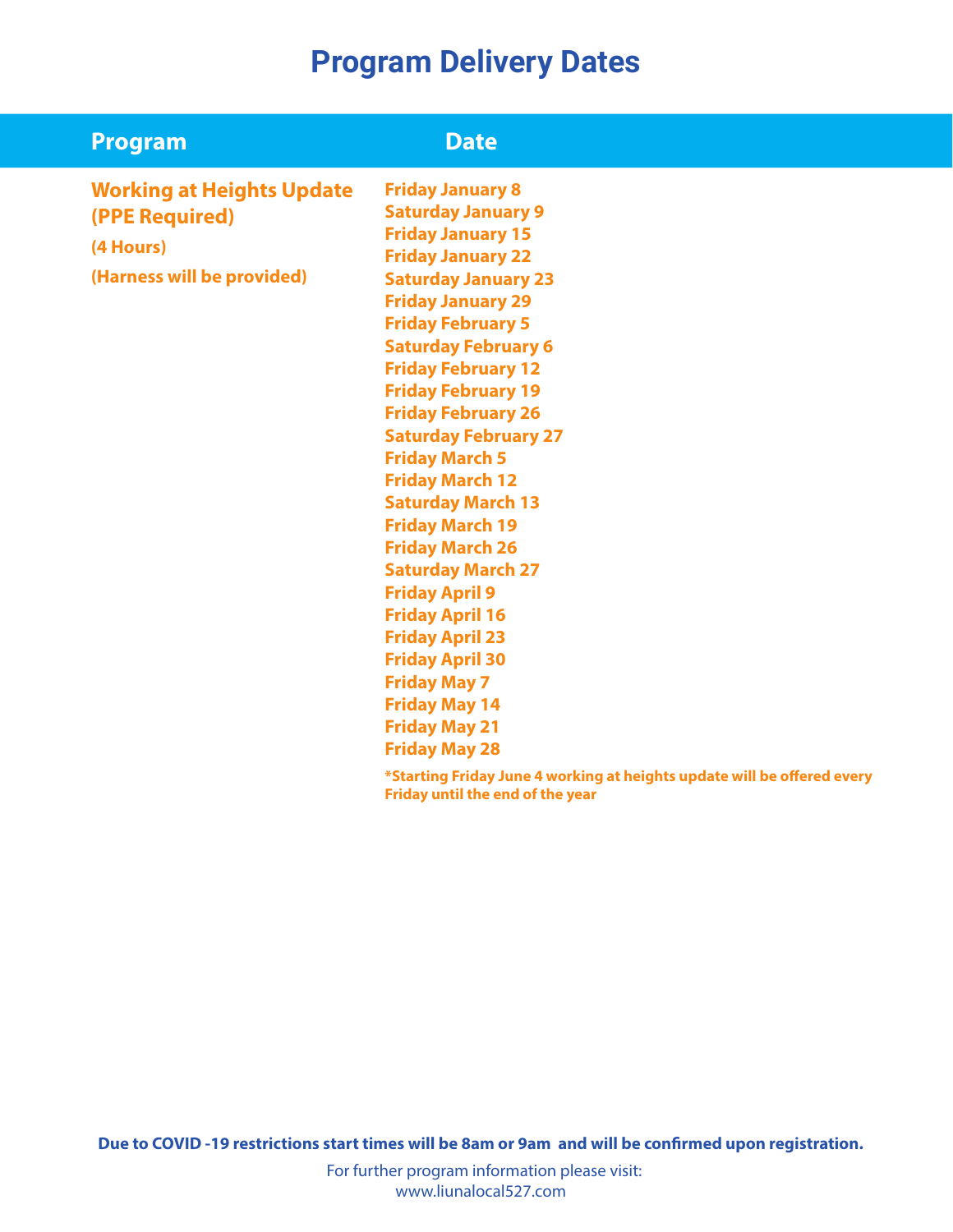# Program Delivery Dates

| Program | Date |
| --- | --- |
| **Working at Heights Update (PPE Required)**<br>**(4 Hours)**<br>**(Harness will be provided)** | **Friday January 8**<br>**Saturday January 9**<br>**Friday January 15**<br>**Friday January 22**<br>**Saturday January 23**<br>**Friday January 29**<br>**Friday February 5**<br>**Saturday February 6**<br>**Friday February 12**<br>**Friday February 19**<br>**Friday February 26**<br>**Saturday February 27**<br>**Friday March 5**<br>**Friday March 12**<br>**Saturday March 13**<br>**Friday March 19**<br>**Friday March 26**<br>**Saturday March 27**<br>**Friday April 9**<br>**Friday April 16**<br>**Friday April 23**<br>**Friday April 30**<br>**Friday May 7**<br>**Friday May 14**<br>**Friday May 21**<br>**Friday May 28**<br>***Starting Friday June 4 working at heights update will be offered every Friday until the end of the year** |

**Due to COVID -19 restrictions start times will be 8am or 9am and will be confirmed upon registration.**

For further program information please visit:
www.liunalocal527.com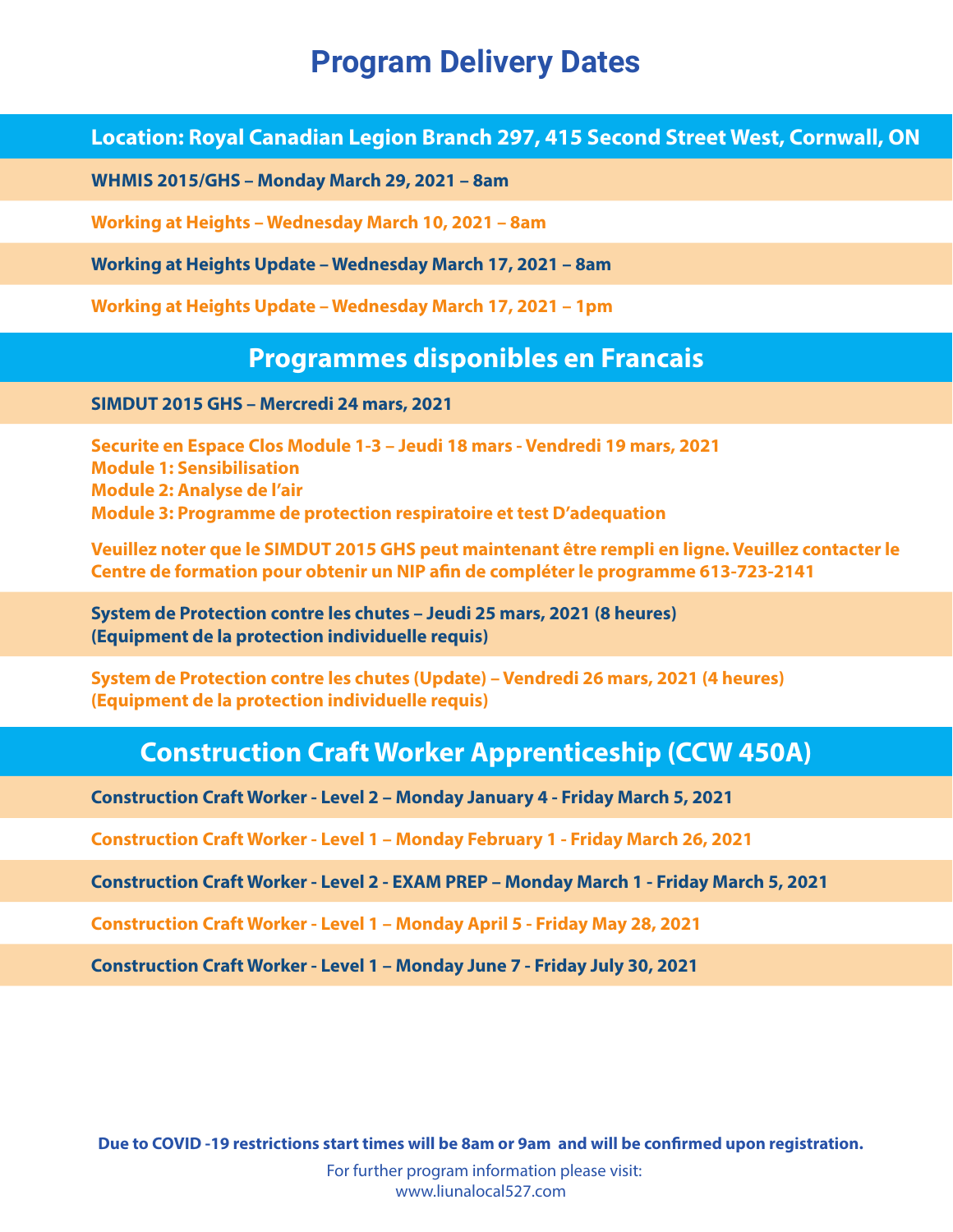# Program Delivery Dates

## Location: Royal Canadian Legion Branch 297, 415 Second Street West, Cornwall, ON

**WHMIS 2015/GHS – Monday March 29, 2021 – 8am**

**Working at Heights – Wednesday March 10, 2021 – 8am**

**Working at Heights Update – Wednesday March 17, 2021 – 8am**

**Working at Heights Update – Wednesday March 17, 2021 – 1pm**

## Programmes disponibles en Francais

**SIMDUT 2015 GHS – Mercredi 24 mars, 2021**

**Securite en Espace Clos Module 1-3 – Jeudi 18 mars - Vendredi 19 mars, 2021**
**Module 1: Sensibilisation**
**Module 2: Analyse de l'air**
**Module 3: Programme de protection respiratoire et test D'adequation**

**Veuillez noter que le SIMDUT 2015 GHS peut maintenant être rempli en ligne. Veuillez contacter le Centre de formation pour obtenir un NIP afin de compléter le programme 613-723-2141**

**System de Protection contre les chutes – Jeudi 25 mars, 2021 (8 heures)**
**(Equipment de la protection individuelle requis)**

**System de Protection contre les chutes (Update) – Vendredi 26 mars, 2021 (4 heures)**
**(Equipment de la protection individuelle requis)**

## Construction Craft Worker Apprenticeship (CCW 450A)

**Construction Craft Worker - Level 2 – Monday January 4 - Friday March 5, 2021**

**Construction Craft Worker - Level 1 – Monday February 1 - Friday March 26, 2021**

**Construction Craft Worker - Level 2 - EXAM PREP – Monday March 1 - Friday March 5, 2021**

**Construction Craft Worker - Level 1 – Monday April 5 - Friday May 28, 2021**

**Construction Craft Worker - Level 1 – Monday June 7 - Friday July 30, 2021**

**Due to COVID -19 restrictions start times will be 8am or 9am and will be confirmed upon registration.**

For further program information please visit:
www.liunalocal527.com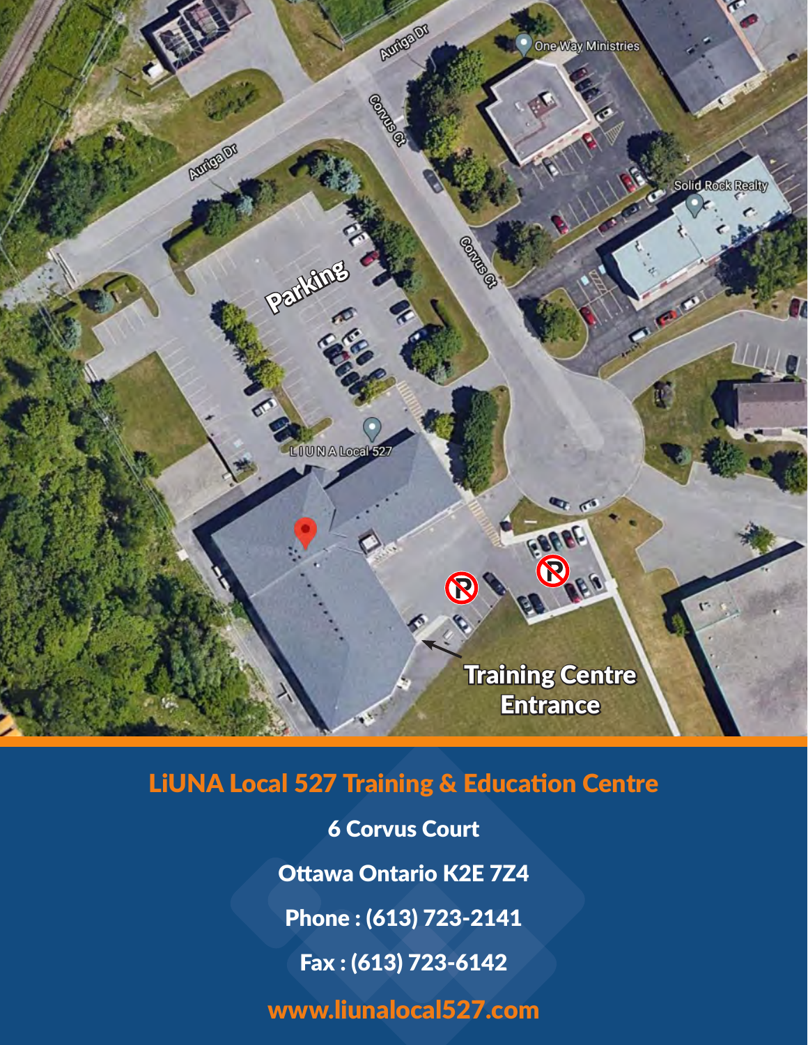Auriga Dr

Corvus Ct

One Way Ministries

Solid Rock Realty

Parking

L I U N A Local 527

Training Centre Entrance

## LiUNA Local 527 Training & Education Centre

**6 Corvus Court**

**Ottawa Ontario K2E 7Z4**

**Phone : (613) 723-2141**

**Fax : (613) 723-6142**

**www.liunalocal527.com**